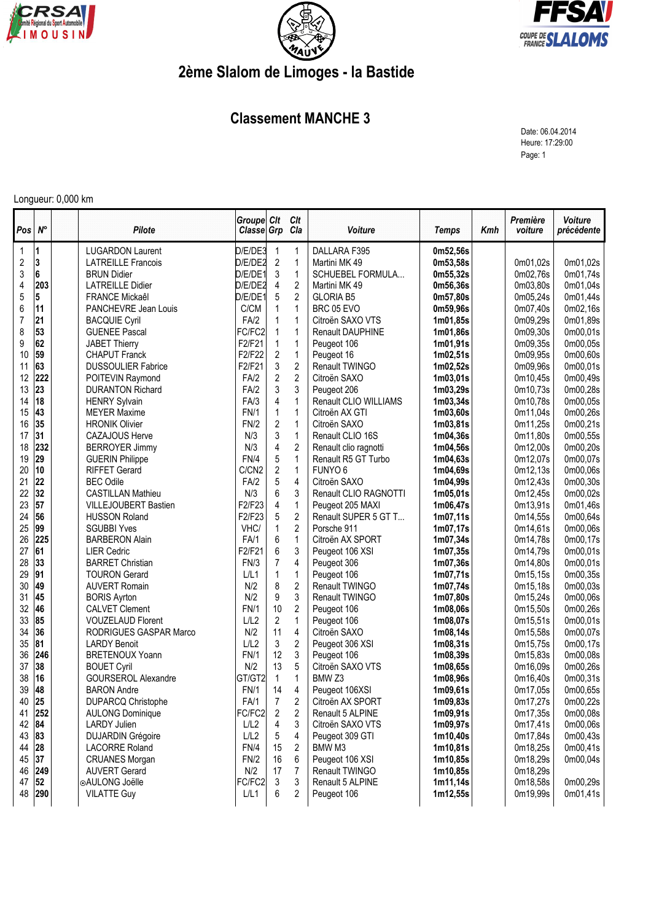CRSA LIMOUSIN — Comité Régional du Sport Automobile

FFSA — COUPE DE FRANCE DES SLALOMS

# 2ème Slalom de Limoges - la Bastide

## Classement MANCHE 3

Date: 06.04.2014
Heure: 17:29:00
Page: 1

Longueur: 0,000 km

| Pos | N° | | Pilote | Groupe Classe | Clt Grp | Clt Cla | Voiture | Temps | Kmh | Première voiture | Voiture précédente |
|---|---|---|---|---|---|---|---|---|---|---|---|
| 1 | **1** | | LUGARDON Laurent | D/E/DE3 | 1 | 1 | DALLARA F395 | **0m52,56s** | | | |
| 2 | **3** | | LATREILLE Francois | D/E/DE2 | 2 | 1 | Martini MK 49 | **0m53,58s** | | 0m01,02s | 0m01,02s |
| 3 | **6** | | BRUN Didier | D/E/DE1 | 3 | 1 | SCHUEBEL FORMULA... | **0m55,32s** | | 0m02,76s | 0m01,74s |
| 4 | **203** | | LATREILLE Didier | D/E/DE2 | 4 | 2 | Martini MK 49 | **0m56,36s** | | 0m03,80s | 0m01,04s |
| 5 | **5** | | FRANCE Mickaêl | D/E/DE1 | 5 | 2 | GLORIA B5 | **0m57,80s** | | 0m05,24s | 0m01,44s |
| 6 | **11** | | PANCHEVRE Jean Louis | C/CM | 1 | 1 | BRC 05 EVO | **0m59,96s** | | 0m07,40s | 0m02,16s |
| 7 | **21** | | BACQUIE Cyril | FA/2 | 1 | 1 | Citroën SAXO VTS | **1m01,85s** | | 0m09,29s | 0m01,89s |
| 8 | **53** | | GUENEE Pascal | FC/FC2 | 1 | 1 | Renault DAUPHINE | **1m01,86s** | | 0m09,30s | 0m00,01s |
| 9 | **62** | | JABET Thierry | F2/F21 | 1 | 1 | Peugeot 106 | **1m01,91s** | | 0m09,35s | 0m00,05s |
| 10 | **59** | | CHAPUT Franck | F2/F22 | 2 | 1 | Peugeot 16 | **1m02,51s** | | 0m09,95s | 0m00,60s |
| 11 | **63** | | DUSSOULIER Fabrice | F2/F21 | 3 | 2 | Renault TWINGO | **1m02,52s** | | 0m09,96s | 0m00,01s |
| 12 | **222** | | POITEVIN Raymond | FA/2 | 2 | 2 | Citroën SAXO | **1m03,01s** | | 0m10,45s | 0m00,49s |
| 13 | **23** | | DURANTON Richard | FA/2 | 3 | 3 | Peugeot 206 | **1m03,29s** | | 0m10,73s | 0m00,28s |
| 14 | **18** | | HENRY Sylvain | FA/3 | 4 | 1 | Renault CLIO WILLIAMS | **1m03,34s** | | 0m10,78s | 0m00,05s |
| 15 | **43** | | MEYER Maxime | FN/1 | 1 | 1 | Citroën AX GTI | **1m03,60s** | | 0m11,04s | 0m00,26s |
| 16 | **35** | | HRONIK Olivier | FN/2 | 2 | 1 | Citroën SAXO | **1m03,81s** | | 0m11,25s | 0m00,21s |
| 17 | **31** | | CAZAJOUS Herve | N/3 | 3 | 1 | Renault CLIO 16S | **1m04,36s** | | 0m11,80s | 0m00,55s |
| 18 | **232** | | BERROYER Jimmy | N/3 | 4 | 2 | Renault clio ragnotti | **1m04,56s** | | 0m12,00s | 0m00,20s |
| 19 | **29** | | GUERIN Philippe | FN/4 | 5 | 1 | Renault R5 GT Turbo | **1m04,63s** | | 0m12,07s | 0m00,07s |
| 20 | **10** | | RIFFET Gerard | C/CN2 | 2 | 1 | FUNYO 6 | **1m04,69s** | | 0m12,13s | 0m00,06s |
| 21 | **22** | | BEC Odile | FA/2 | 5 | 4 | Citroën SAXO | **1m04,99s** | | 0m12,43s | 0m00,30s |
| 22 | **32** | | CASTILLAN Mathieu | N/3 | 6 | 3 | Renault CLIO RAGNOTTI | **1m05,01s** | | 0m12,45s | 0m00,02s |
| 23 | **57** | | VILLEJOUBERT Bastien | F2/F23 | 4 | 1 | Peugeot 205 MAXI | **1m06,47s** | | 0m13,91s | 0m01,46s |
| 24 | **56** | | HUSSON Roland | F2/F23 | 5 | 2 | Renault SUPER 5 GT T... | **1m07,11s** | | 0m14,55s | 0m00,64s |
| 25 | **99** | | SGUBBI Yves | VHC/ | 1 | 2 | Porsche 911 | **1m07,17s** | | 0m14,61s | 0m00,06s |
| 26 | **225** | | BARBERON Alain | FA/1 | 6 | 1 | Citroën AX SPORT | **1m07,34s** | | 0m14,78s | 0m00,17s |
| 27 | **61** | | LIER Cedric | F2/F21 | 6 | 3 | Peugeot 106 XSI | **1m07,35s** | | 0m14,79s | 0m00,01s |
| 28 | **33** | | BARRET Christian | FN/3 | 7 | 4 | Peugeot 306 | **1m07,36s** | | 0m14,80s | 0m00,01s |
| 29 | **91** | | TOURON Gerard | L/L1 | 1 | 1 | Peugeot 106 | **1m07,71s** | | 0m15,15s | 0m00,35s |
| 30 | **49** | | AUVERT Romain | N/2 | 8 | 2 | Renault TWINGO | **1m07,74s** | | 0m15,18s | 0m00,03s |
| 31 | **45** | | BORIS Ayrton | N/2 | 9 | 3 | Renault TWINGO | **1m07,80s** | | 0m15,24s | 0m00,06s |
| 32 | **46** | | CALVET Clement | FN/1 | 10 | 2 | Peugeot 106 | **1m08,06s** | | 0m15,50s | 0m00,26s |
| 33 | **85** | | VOUZELAUD Florent | L/L2 | 2 | 1 | Peugeot 106 | **1m08,07s** | | 0m15,51s | 0m00,01s |
| 34 | **36** | | RODRIGUES GASPAR Marco | N/2 | 11 | 4 | Citroën SAXO | **1m08,14s** | | 0m15,58s | 0m00,07s |
| 35 | **81** | | LARDY Benoit | L/L2 | 3 | 2 | Peugeot 306 XSI | **1m08,31s** | | 0m15,75s | 0m00,17s |
| 36 | **246** | | BRETENOUX Yoann | FN/1 | 12 | 3 | Peugeot 106 | **1m08,39s** | | 0m15,83s | 0m00,08s |
| 37 | **38** | | BOUET Cyril | N/2 | 13 | 5 | Citroën SAXO VTS | **1m08,65s** | | 0m16,09s | 0m00,26s |
| 38 | **16** | | GOURSEROL Alexandre | GT/GT2 | 1 | 1 | BMW Z3 | **1m08,96s** | | 0m16,40s | 0m00,31s |
| 39 | **48** | | BARON Andre | FN/1 | 14 | 4 | Peugeot 106XSI | **1m09,61s** | | 0m17,05s | 0m00,65s |
| 40 | **25** | | DUPARCQ Christophe | FA/1 | 7 | 2 | Citroën AX SPORT | **1m09,83s** | | 0m17,27s | 0m00,22s |
| 41 | **252** | | AULONG Dominique | FC/FC2 | 2 | 2 | Renault 5 ALPINE | **1m09,91s** | | 0m17,35s | 0m00,08s |
| 42 | **84** | | LARDY Julien | L/L2 | 4 | 3 | Citroën SAXO VTS | **1m09,97s** | | 0m17,41s | 0m00,06s |
| 43 | **83** | | DUJARDIN Grégoire | L/L2 | 5 | 4 | Peugeot 309 GTI | **1m10,40s** | | 0m17,84s | 0m00,43s |
| 44 | **28** | | LACORRE Roland | FN/4 | 15 | 2 | BMW M3 | **1m10,81s** | | 0m18,25s | 0m00,41s |
| 45 | **37** | | CRUANES Morgan | FN/2 | 16 | 6 | Peugeot 106 XSI | **1m10,85s** | | 0m18,29s | 0m00,04s |
| 46 | **249** | | AUVERT Gerard | N/2 | 17 | 7 | Renault TWINGO | **1m10,85s** | | 0m18,29s | |
| 47 | **52** | | ⊙AULONG Joëlle | FC/FC2 | 3 | 3 | Renault 5 ALPINE | **1m11,14s** | | 0m18,58s | 0m00,29s |
| 48 | **290** | | VILATTE Guy | L/L1 | 6 | 2 | Peugeot 106 | **1m12,55s** | | 0m19,99s | 0m01,41s |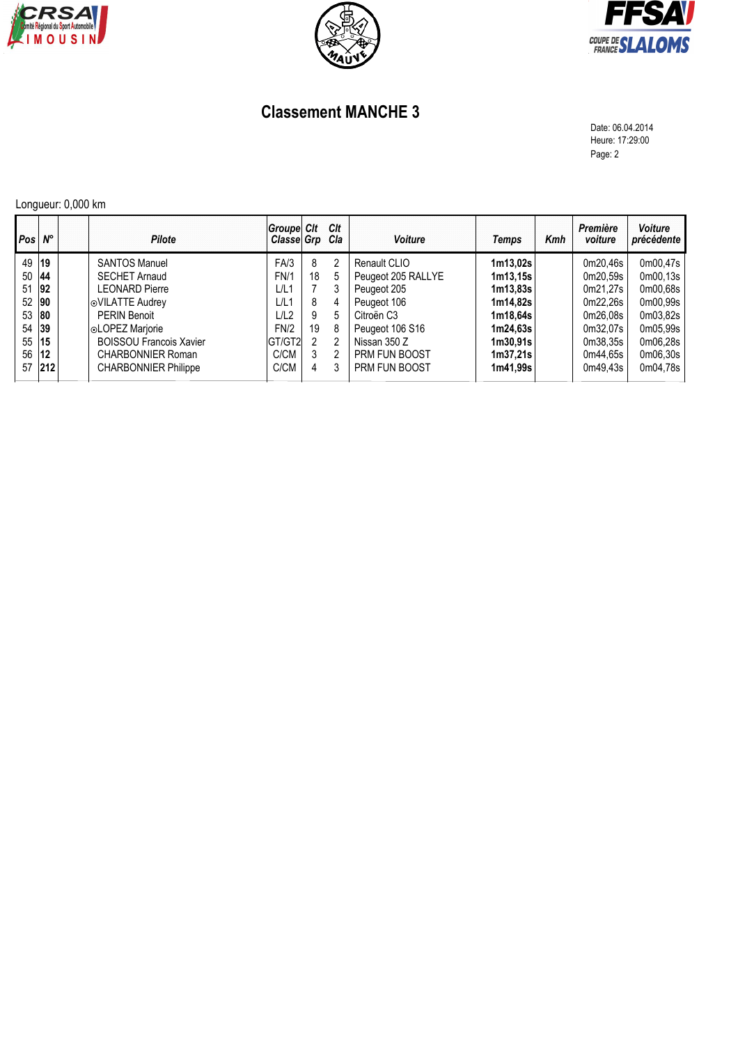# Classement MANCHE 3

Date: 06.04.2014
Heure: 17:29:00
Page: 2

Longueur: 0,000 km

| Pos | N° | | Pilote | Groupe Classe | Clt Grp | Clt Cla | Voiture | Temps | Kmh | Première voiture | Voiture précédente |
|---|---|---|---|---|---|---|---|---|---|---|---|
| 49 | **19** | | SANTOS Manuel | FA/3 | 8 | 2 | Renault CLIO | **1m13,02s** | | 0m20,46s | 0m00,47s |
| 50 | **44** | | SECHET Arnaud | FN/1 | 18 | 5 | Peugeot 205 RALLYE | **1m13,15s** | | 0m20,59s | 0m00,13s |
| 51 | **92** | | LEONARD Pierre | L/L1 | 7 | 3 | Peugeot 205 | **1m13,83s** | | 0m21,27s | 0m00,68s |
| 52 | **90** | | ⊙VILATTE Audrey | L/L1 | 8 | 4 | Peugeot 106 | **1m14,82s** | | 0m22,26s | 0m00,99s |
| 53 | **80** | | PERIN Benoit | L/L2 | 9 | 5 | Citroën C3 | **1m18,64s** | | 0m26,08s | 0m03,82s |
| 54 | **39** | | ⊙LOPEZ Marjorie | FN/2 | 19 | 8 | Peugeot 106 S16 | **1m24,63s** | | 0m32,07s | 0m05,99s |
| 55 | **15** | | BOISSOU Francois Xavier | GT/GT2 | 2 | 2 | Nissan 350 Z | **1m30,91s** | | 0m38,35s | 0m06,28s |
| 56 | **12** | | CHARBONNIER Roman | C/CM | 3 | 2 | PRM FUN BOOST | **1m37,21s** | | 0m44,65s | 0m06,30s |
| 57 | **212** | | CHARBONNIER Philippe | C/CM | 4 | 3 | PRM FUN BOOST | **1m41,99s** | | 0m49,43s | 0m04,78s |